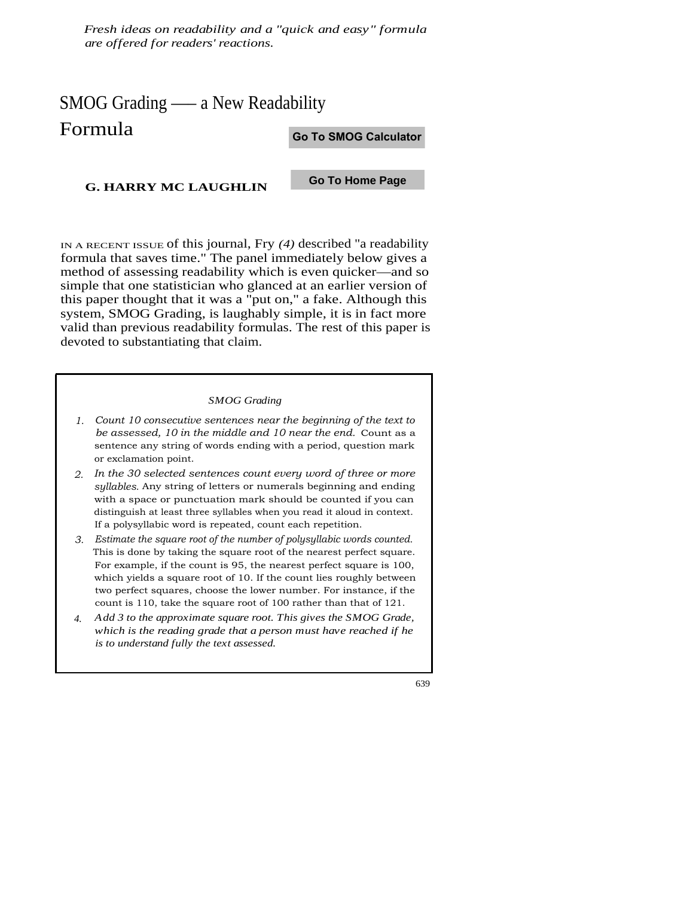*Fresh ideas on readability and a "quick and easy" formula are offered for readers' reactions.*

# SMOG Grading — a New Readability Formula

Go To SMOG Calculator

**G. HARRY MC LAUGHLIN**

Go To Home Page

IN A RECENT ISSUE of this journal, Fry *(4)* described "a readability formula that saves time." The panel immediately below gives a method of assessing readability which is even quicker—and so simple that one statistician who glanced at an earlier version of this paper thought that it was a "put on," a fake. Although this system, SMOG Grading, is laughably simple, it is in fact more valid than previous readability formulas. The rest of this paper is devoted to substantiating that claim.

*SMOG Grading*

1. *Count 10 consecutive sentences near the beginning of the text to be assessed, 10 in the middle and 10 near the end.* Count as a sentence any string of words ending with a period, question mark or exclamation point.
2. *In the 30 selected sentences count every word of three or more syllables.* Any string of letters or numerals beginning and ending with a space or punctuation mark should be counted if you can distinguish at least three syllables when you read it aloud in context. If a polysyllabic word is repeated, count each repetition.
3. *Estimate the square root of the number of polysyllabic words counted.* This is done by taking the square root of the nearest perfect square. For example, if the count is 95, the nearest perfect square is 100, which yields a square root of 10. If the count lies roughly between two perfect squares, choose the lower number. For instance, if the count is 110, take the square root of 100 rather than that of 121.
4. *Add 3 to the approximate square root. This gives the SMOG Grade, which is the reading grade that a person must have reached if he is to understand fully the text assessed.*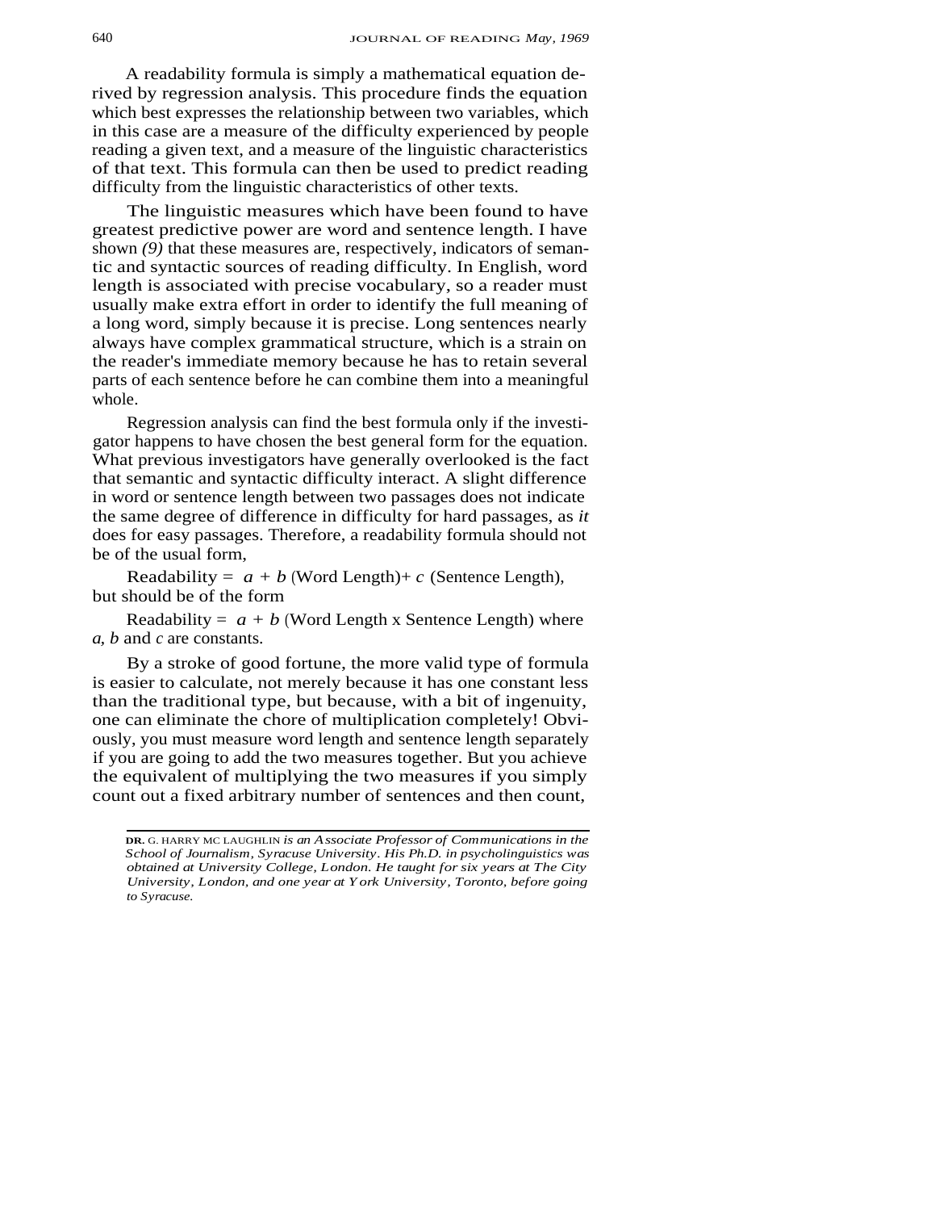A readability formula is simply a mathematical equation derived by regression analysis. This procedure finds the equation which best expresses the relationship between two variables, which in this case are a measure of the difficulty experienced by people reading a given text, and a measure of the linguistic characteristics of that text. This formula can then be used to predict reading difficulty from the linguistic characteristics of other texts.

The linguistic measures which have been found to have greatest predictive power are word and sentence length. I have shown *(9)* that these measures are, respectively, indicators of semantic and syntactic sources of reading difficulty. In English, word length is associated with precise vocabulary, so a reader must usually make extra effort in order to identify the full meaning of a long word, simply because it is precise. Long sentences nearly always have complex grammatical structure, which is a strain on the reader's immediate memory because he has to retain several parts of each sentence before he can combine them into a meaningful whole.

Regression analysis can find the best formula only if the investigator happens to have chosen the best general form for the equation. What previous investigators have generally overlooked is the fact that semantic and syntactic difficulty interact. A slight difference in word or sentence length between two passages does not indicate the same degree of difference in difficulty for hard passages, as *it* does for easy passages. Therefore, a readability formula should not be of the usual form,

Readability = $a + b$ (Word Length)+ $c$ (Sentence Length),
but should be of the form

Readability = $a + b$ (Word Length x Sentence Length) where $a$, $b$ and $c$ are constants.

By a stroke of good fortune, the more valid type of formula is easier to calculate, not merely because it has one constant less than the traditional type, but because, with a bit of ingenuity, one can eliminate the chore of multiplication completely! Obviously, you must measure word length and sentence length separately if you are going to add the two measures together. But you achieve the equivalent of multiplying the two measures if you simply count out a fixed arbitrary number of sentences and then count,

---

**DR.** G. HARRY MC LAUGHLIN *is an Associate Professor of Communications in the School of Journalism, Syracuse University. His Ph.D. in psycholinguistics was obtained at University College, London. He taught for six years at The City University, London, and one year at York University, Toronto, before going to Syracuse.*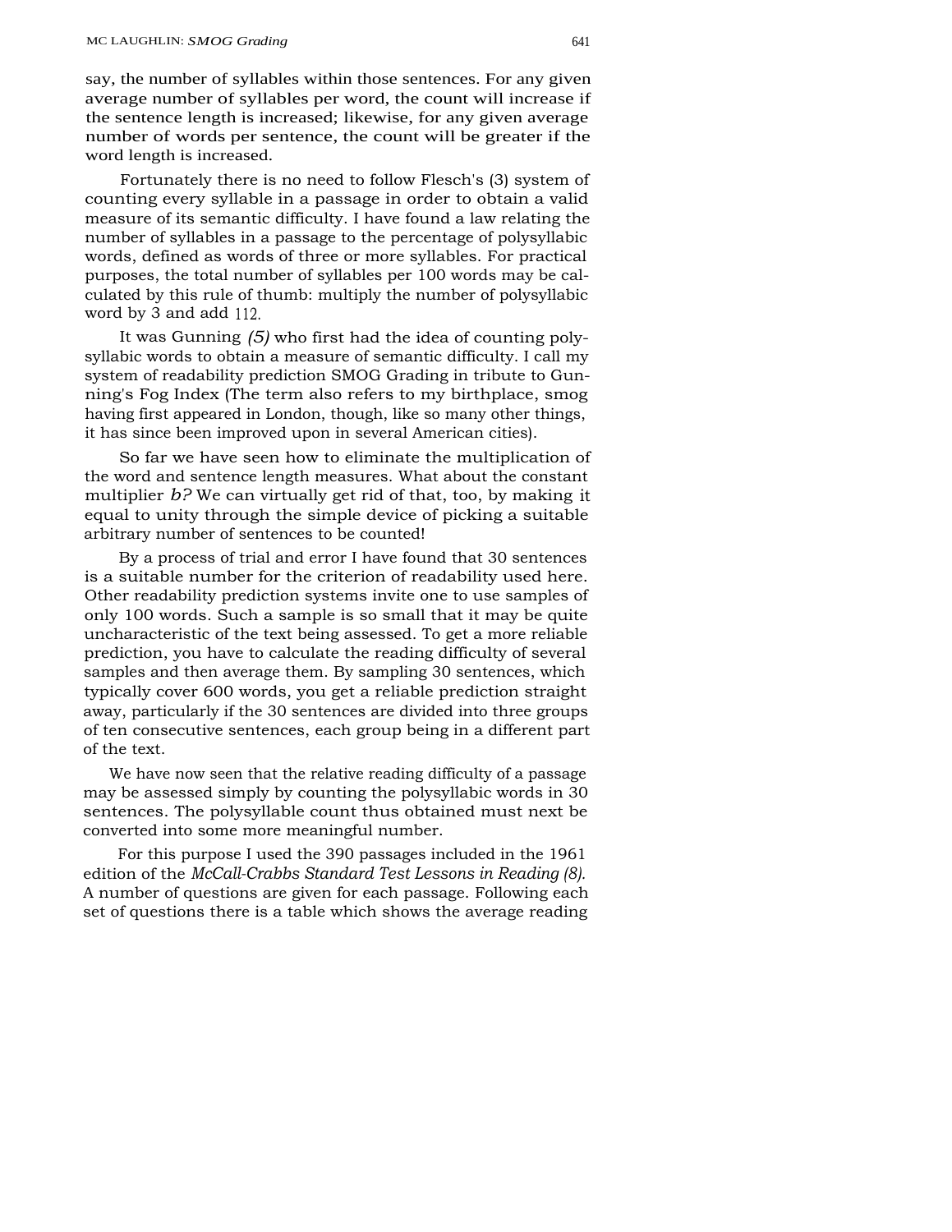say, the number of syllables within those sentences. For any given average number of syllables per word, the count will increase if the sentence length is increased; likewise, for any given average number of words per sentence, the count will be greater if the word length is increased.

Fortunately there is no need to follow Flesch's (3) system of counting every syllable in a passage in order to obtain a valid measure of its semantic difficulty. I have found a law relating the number of syllables in a passage to the percentage of polysyllabic words, defined as words of three or more syllables. For practical purposes, the total number of syllables per 100 words may be calculated by this rule of thumb: multiply the number of polysyllabic word by 3 and add 112.

It was Gunning *(5)* who first had the idea of counting polysyllabic words to obtain a measure of semantic difficulty. I call my system of readability prediction SMOG Grading in tribute to Gunning's Fog Index (The term also refers to my birthplace, smog having first appeared in London, though, like so many other things, it has since been improved upon in several American cities).

So far we have seen how to eliminate the multiplication of the word and sentence length measures. What about the constant multiplier $b$? We can virtually get rid of that, too, by making it equal to unity through the simple device of picking a suitable arbitrary number of sentences to be counted!

By a process of trial and error I have found that 30 sentences is a suitable number for the criterion of readability used here. Other readability prediction systems invite one to use samples of only 100 words. Such a sample is so small that it may be quite uncharacteristic of the text being assessed. To get a more reliable prediction, you have to calculate the reading difficulty of several samples and then average them. By sampling 30 sentences, which typically cover 600 words, you get a reliable prediction straight away, particularly if the 30 sentences are divided into three groups of ten consecutive sentences, each group being in a different part of the text.

We have now seen that the relative reading difficulty of a passage may be assessed simply by counting the polysyllabic words in 30 sentences. The polysyllable count thus obtained must next be converted into some more meaningful number.

For this purpose I used the 390 passages included in the 1961 edition of the *McCall-Crabbs Standard Test Lessons in Reading (8).* A number of questions are given for each passage. Following each set of questions there is a table which shows the average reading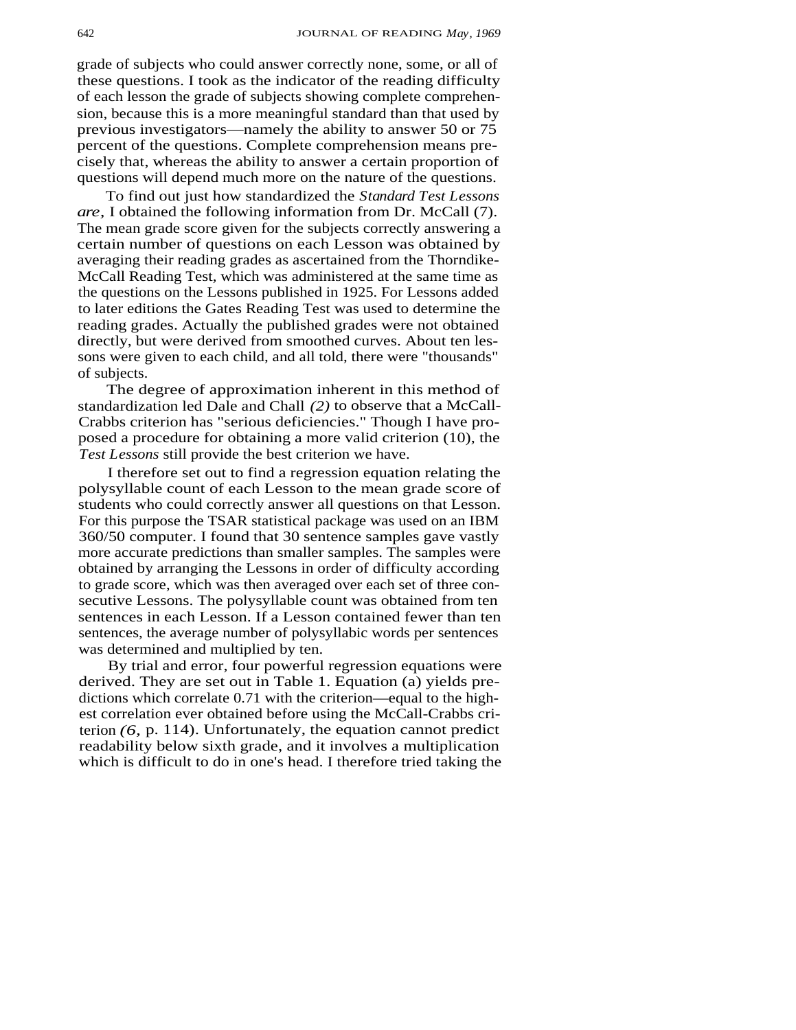grade of subjects who could answer correctly none, some, or all of these questions. I took as the indicator of the reading difficulty of each lesson the grade of subjects showing complete comprehension, because this is a more meaningful standard than that used by previous investigators—namely the ability to answer 50 or 75 percent of the questions. Complete comprehension means precisely that, whereas the ability to answer a certain proportion of questions will depend much more on the nature of the questions.

To find out just how standardized the *Standard Test Lessons are,* I obtained the following information from Dr. McCall (7). The mean grade score given for the subjects correctly answering a certain number of questions on each Lesson was obtained by averaging their reading grades as ascertained from the Thorndike-McCall Reading Test, which was administered at the same time as the questions on the Lessons published in 1925. For Lessons added to later editions the Gates Reading Test was used to determine the reading grades. Actually the published grades were not obtained directly, but were derived from smoothed curves. About ten lessons were given to each child, and all told, there were "thousands" of subjects.

The degree of approximation inherent in this method of standardization led Dale and Chall *(2)* to observe that a McCall-Crabbs criterion has "serious deficiencies." Though I have proposed a procedure for obtaining a more valid criterion (10), the *Test Lessons* still provide the best criterion we have.

I therefore set out to find a regression equation relating the polysyllable count of each Lesson to the mean grade score of students who could correctly answer all questions on that Lesson. For this purpose the TSAR statistical package was used on an IBM 360/50 computer. I found that 30 sentence samples gave vastly more accurate predictions than smaller samples. The samples were obtained by arranging the Lessons in order of difficulty according to grade score, which was then averaged over each set of three consecutive Lessons. The polysyllable count was obtained from ten sentences in each Lesson. If a Lesson contained fewer than ten sentences, the average number of polysyllabic words per sentences was determined and multiplied by ten.

By trial and error, four powerful regression equations were derived. They are set out in Table 1. Equation (a) yields predictions which correlate 0.71 with the criterion—equal to the highest correlation ever obtained before using the McCall-Crabbs criterion *(6,* p. 114). Unfortunately, the equation cannot predict readability below sixth grade, and it involves a multiplication which is difficult to do in one's head. I therefore tried taking the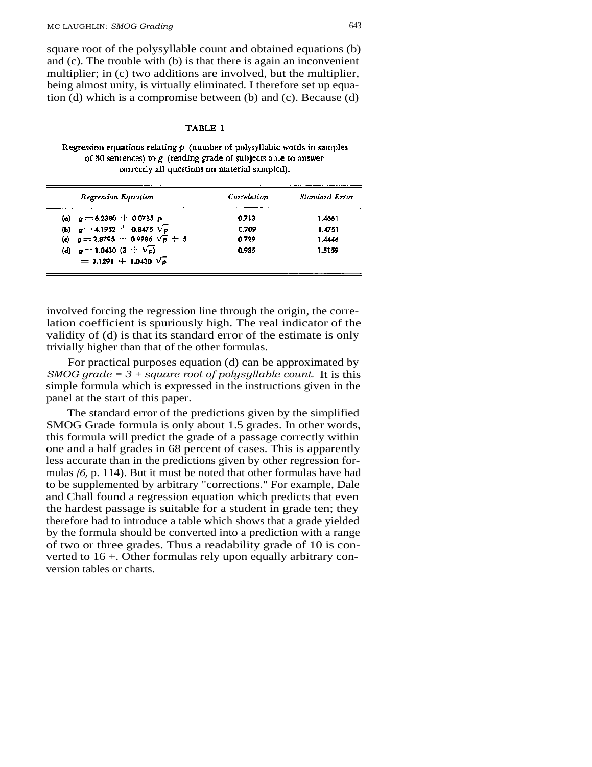square root of the polysyllable count and obtained equations (b) and (c). The trouble with (b) is that there is again an inconvenient multiplier; in (c) two additions are involved, but the multiplier, being almost unity, is virtually eliminated. I therefore set up equation (d) which is a compromise between (b) and (c). Because (d)

TABLE 1

Regression equations relating $p$ (number of polysyllabic words in samples of 30 sentences) to $g$ (reading grade of subjects able to answer correctly all questions on material sampled).

| *Regression Equation* | *Correlation* | *Standard Error* |
|---|---|---|
| (a) $g = 6.2380 + 0.0785\ p$ | 0.713 | 1.4661 |
| (b) $g = 4.1952 + 0.8475\ \sqrt{p}$ | 0.709 | 1.4751 |
| (c) $g = 2.8795 + 0.9986\ \sqrt{p + 5}$ | 0.729 | 1.4446 |
| (d) $g = 1.0430\ (3 + \sqrt{p})$ $= 3.1291 + 1.0430\ \sqrt{p}$ | 0.985 | 1.5159 |

involved forcing the regression line through the origin, the correlation coefficient is spuriously high. The real indicator of the validity of (d) is that its standard error of the estimate is only trivially higher than that of the other formulas.

For practical purposes equation (d) can be approximated by *SMOG grade = 3 + square root of polysyllable count.* It is this simple formula which is expressed in the instructions given in the panel at the start of this paper.

The standard error of the predictions given by the simplified SMOG Grade formula is only about 1.5 grades. In other words, this formula will predict the grade of a passage correctly within one and a half grades in 68 percent of cases. This is apparently less accurate than in the predictions given by other regression formulas *(6,* p. 114). But it must be noted that other formulas have had to be supplemented by arbitrary "corrections." For example, Dale and Chall found a regression equation which predicts that even the hardest passage is suitable for a student in grade ten; they therefore had to introduce a table which shows that a grade yielded by the formula should be converted into a prediction with a range of two or three grades. Thus a readability grade of 10 is converted to 16 +. Other formulas rely upon equally arbitrary conversion tables or charts.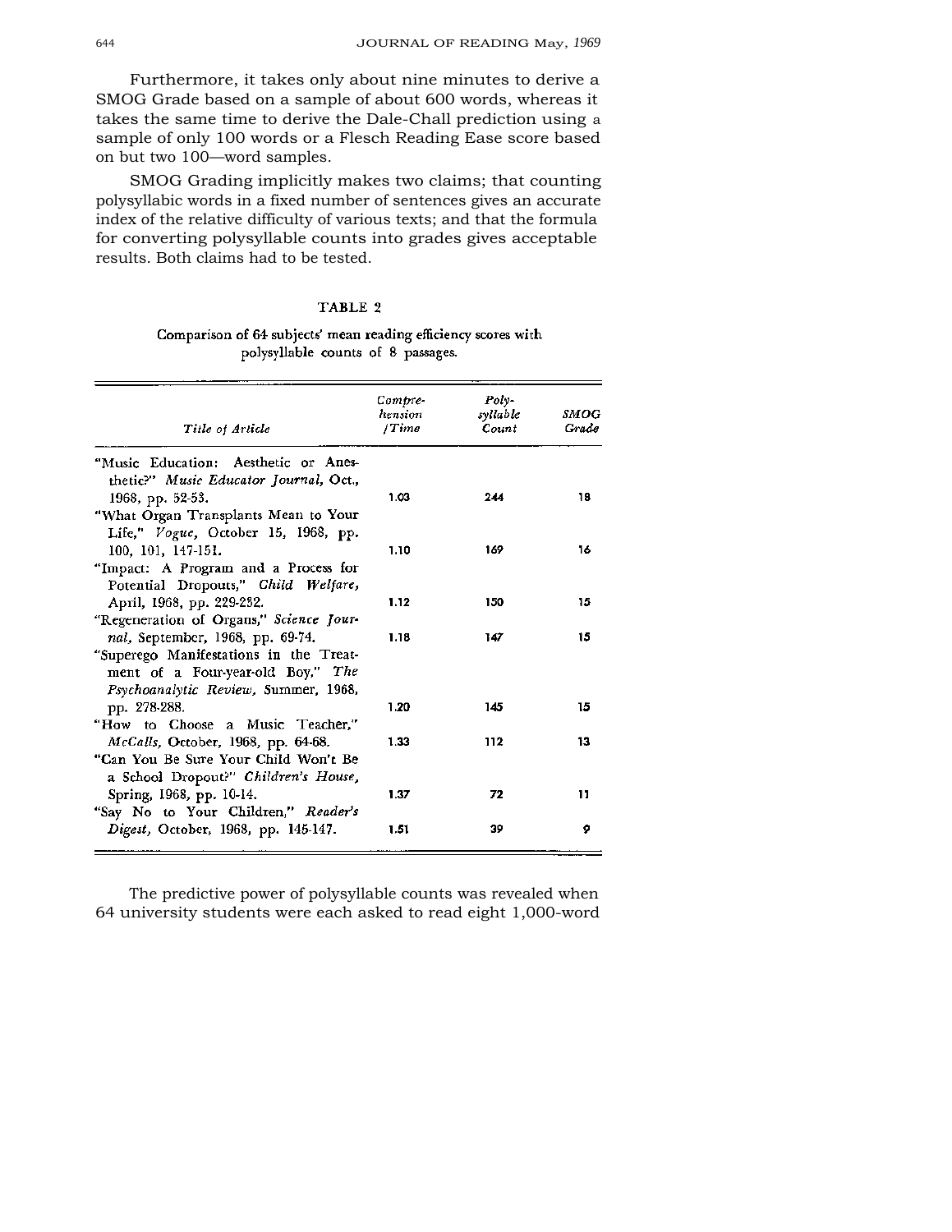Furthermore, it takes only about nine minutes to derive a SMOG Grade based on a sample of about 600 words, whereas it takes the same time to derive the Dale-Chall prediction using a sample of only 100 words or a Flesch Reading Ease score based on but two 100—word samples.

SMOG Grading implicitly makes two claims; that counting polysyllabic words in a fixed number of sentences gives an accurate index of the relative difficulty of various texts; and that the formula for converting polysyllable counts into grades gives acceptable results. Both claims had to be tested.

TABLE 2

Comparison of 64 subjects' mean reading efficiency scores with polysyllable counts of 8 passages.

| *Title of Article* | *Comprehension /Time* | *Polysyllable Count* | *SMOG Grade* |
|---|---|---|---|
| "Music Education: Aesthetic or Anesthetic?" *Music Educator Journal*, Oct., 1968, pp. 52-53. | 1.03 | 244 | 18 |
| "What Organ Transplants Mean to Your Life," *Vogue*, October 15, 1968, pp. 100, 101, 147-151. | 1.10 | 169 | 16 |
| "Impact: A Program and a Process for Potential Dropouts," *Child Welfare*, April, 1968, pp. 229-232. | 1.12 | 150 | 15 |
| "Regeneration of Organs," *Science Journal*, September, 1968, pp. 69-74. | 1.18 | 147 | 15 |
| "Superego Manifestations in the Treatment of a Four-year-old Boy," *The Psychoanalytic Review*, Summer, 1968, pp. 278-288. | 1.20 | 145 | 15 |
| "How to Choose a Music Teacher," *McCalls*, October, 1968, pp. 64-68. | 1.33 | 112 | 13 |
| "Can You Be Sure Your Child Won't Be a School Dropout?" *Children's House*, Spring, 1968, pp. 10-14. | 1.37 | 72 | 11 |
| "Say No to Your Children," *Reader's Digest*, October, 1968, pp. 145-147. | 1.51 | 39 | 9 |

The predictive power of polysyllable counts was revealed when 64 university students were each asked to read eight 1,000-word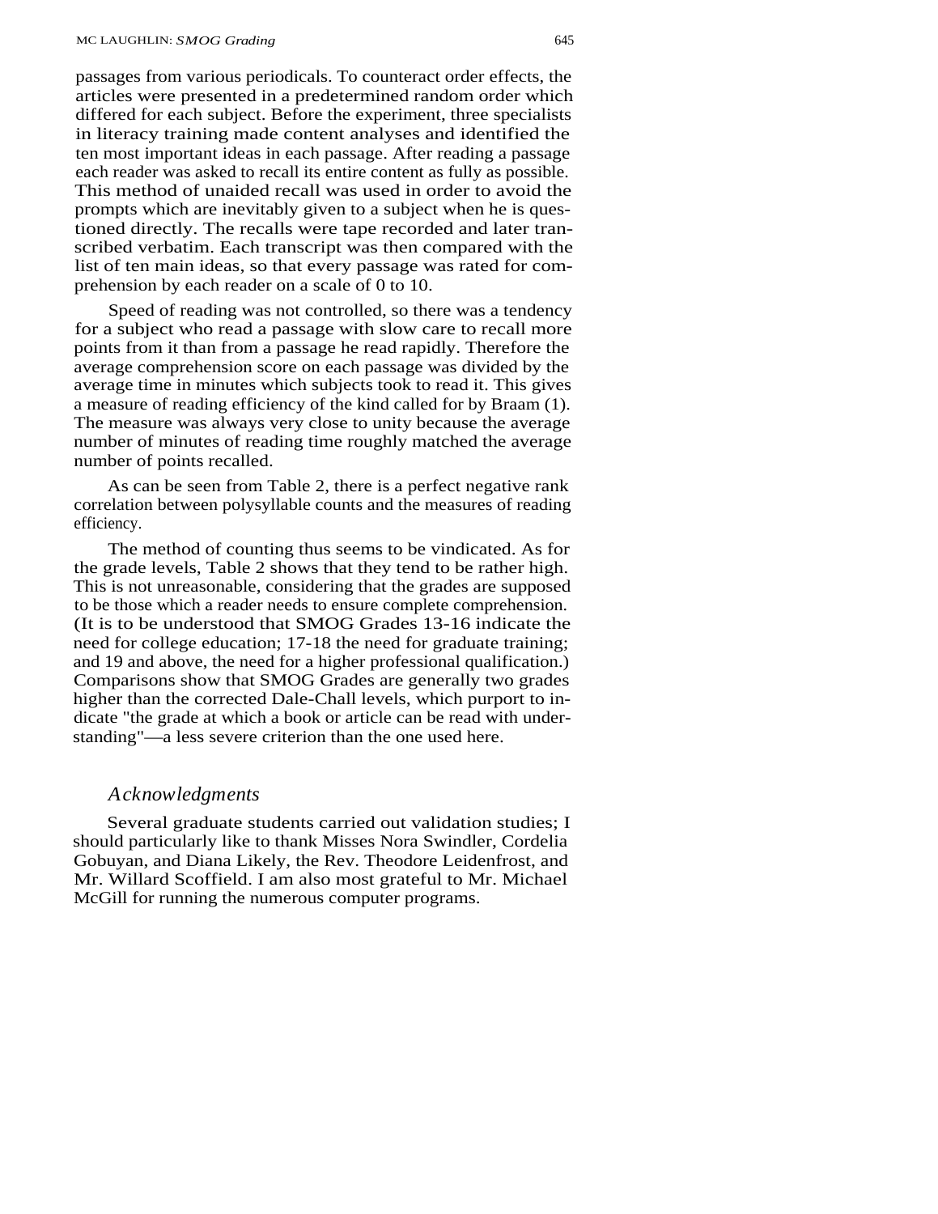passages from various periodicals. To counteract order effects, the articles were presented in a predetermined random order which differed for each subject. Before the experiment, three specialists in literacy training made content analyses and identified the ten most important ideas in each passage. After reading a passage each reader was asked to recall its entire content as fully as possible. This method of unaided recall was used in order to avoid the prompts which are inevitably given to a subject when he is questioned directly. The recalls were tape recorded and later transcribed verbatim. Each transcript was then compared with the list of ten main ideas, so that every passage was rated for comprehension by each reader on a scale of 0 to 10.

Speed of reading was not controlled, so there was a tendency for a subject who read a passage with slow care to recall more points from it than from a passage he read rapidly. Therefore the average comprehension score on each passage was divided by the average time in minutes which subjects took to read it. This gives a measure of reading efficiency of the kind called for by Braam (1). The measure was always very close to unity because the average number of minutes of reading time roughly matched the average number of points recalled.

As can be seen from Table 2, there is a perfect negative rank correlation between polysyllable counts and the measures of reading efficiency.

The method of counting thus seems to be vindicated. As for the grade levels, Table 2 shows that they tend to be rather high. This is not unreasonable, considering that the grades are supposed to be those which a reader needs to ensure complete comprehension. (It is to be understood that SMOG Grades 13-16 indicate the need for college education; 17-18 the need for graduate training; and 19 and above, the need for a higher professional qualification.) Comparisons show that SMOG Grades are generally two grades higher than the corrected Dale-Chall levels, which purport to indicate "the grade at which a book or article can be read with understanding"—a less severe criterion than the one used here.

## *Acknowledgments*

Several graduate students carried out validation studies; I should particularly like to thank Misses Nora Swindler, Cordelia Gobuyan, and Diana Likely, the Rev. Theodore Leidenfrost, and Mr. Willard Scoffield. I am also most grateful to Mr. Michael McGill for running the numerous computer programs.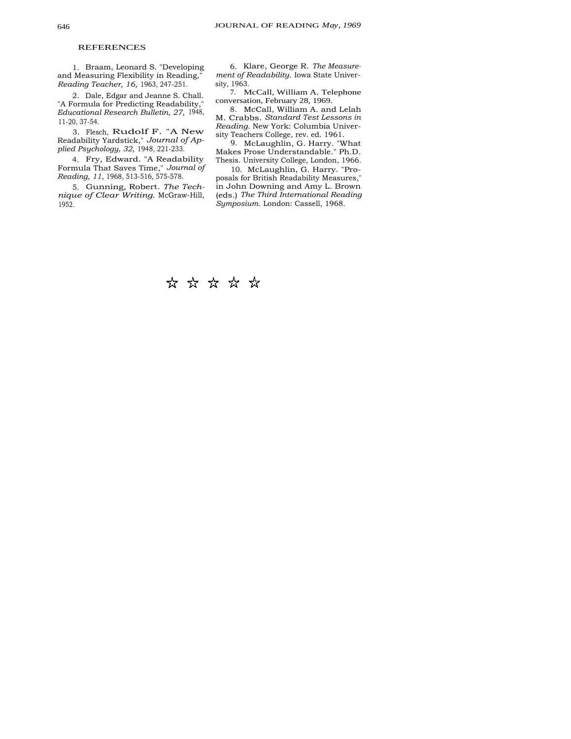## REFERENCES

1. Braam, Leonard S. "Developing and Measuring Flexibility in Reading," *Reading Teacher, 16,* 1963, 247-251.

2. Dale, Edgar and Jeanne S. Chall. "A Formula for Predicting Readability," *Educational Research Bulletin, 27,* 1948, 11-20, 37-54.

3. Flesch, Rudolf F. "A New Readability Yardstick," *Journal of Applied Psychology, 32,* 1948, 221-233.

4. Fry, Edward. "A Readability Formula That Saves Time," *Journal of Reading, 11,* 1968, 513-516, 575-578.

5. Gunning, Robert. *The Technique of Clear Writing.* McGraw-Hill, 1952.

6. Klare, George R. *The Measurement of Readability.* Iowa State University, 1963.

7. McCall, William A. Telephone conversation, February 28, 1969.

8. McCall, William A. and Lelah M. Crabbs. *Standard Test Lessons in Reading.* New York: Columbia University Teachers College, rev. ed. 1961.

9. McLaughlin, G. Harry. "What Makes Prose Understandable." Ph.D. Thesis. University College, London, 1966.

10. McLaughlin, G. Harry. "Proposals for British Readability Measures," in John Downing and Amy L. Brown (eds.) *The Third International Reading Symposium.* London: Cassell, 1968.

☆ ☆ ☆ ☆ ☆